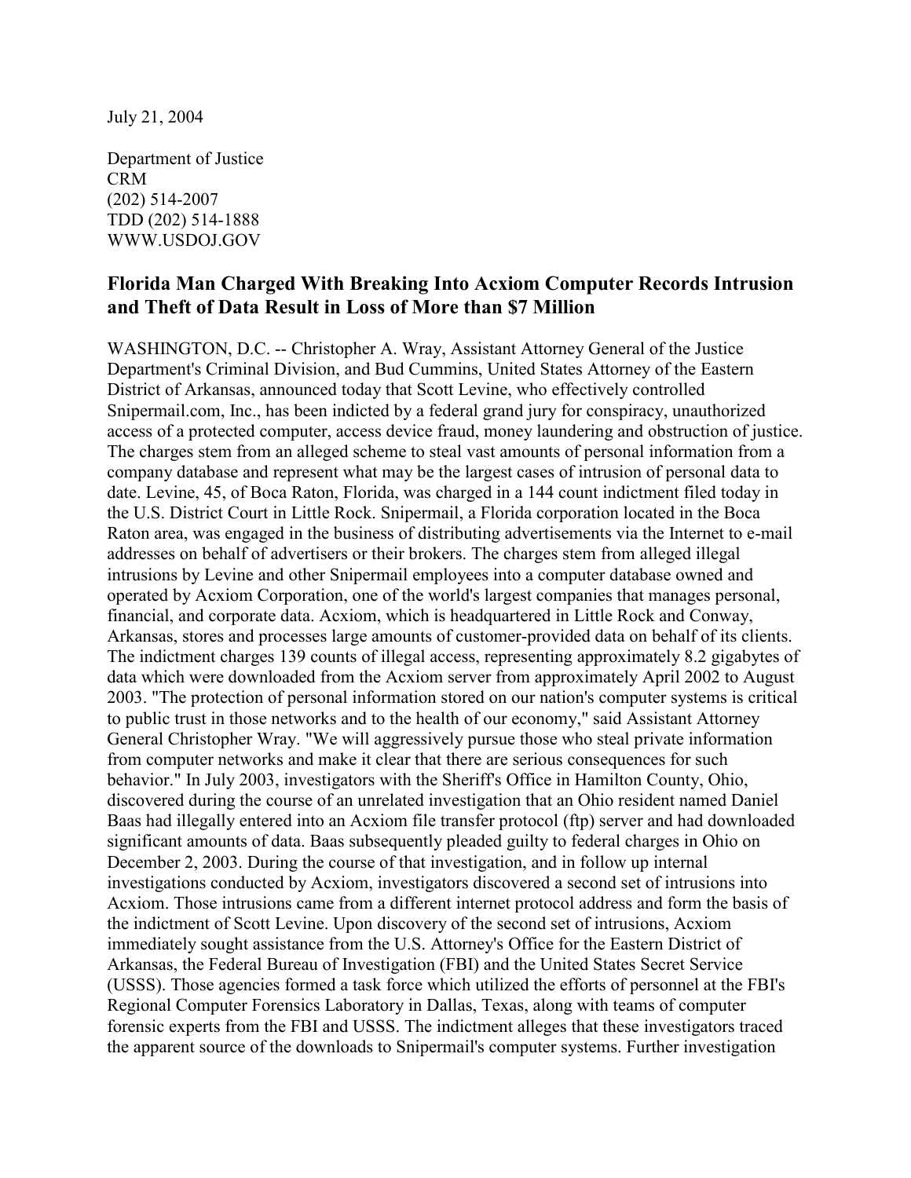July 21, 2004

Department of Justice
CRM
(202) 514-2007
TDD (202) 514-1888
WWW.USDOJ.GOV

## Florida Man Charged With Breaking Into Acxiom Computer Records Intrusion and Theft of Data Result in Loss of More than $7 Million

WASHINGTON, D.C. -- Christopher A. Wray, Assistant Attorney General of the Justice Department's Criminal Division, and Bud Cummins, United States Attorney of the Eastern District of Arkansas, announced today that Scott Levine, who effectively controlled Snipermail.com, Inc., has been indicted by a federal grand jury for conspiracy, unauthorized access of a protected computer, access device fraud, money laundering and obstruction of justice. The charges stem from an alleged scheme to steal vast amounts of personal information from a company database and represent what may be the largest cases of intrusion of personal data to date. Levine, 45, of Boca Raton, Florida, was charged in a 144 count indictment filed today in the U.S. District Court in Little Rock. Snipermail, a Florida corporation located in the Boca Raton area, was engaged in the business of distributing advertisements via the Internet to e-mail addresses on behalf of advertisers or their brokers. The charges stem from alleged illegal intrusions by Levine and other Snipermail employees into a computer database owned and operated by Acxiom Corporation, one of the world's largest companies that manages personal, financial, and corporate data. Acxiom, which is headquartered in Little Rock and Conway, Arkansas, stores and processes large amounts of customer-provided data on behalf of its clients. The indictment charges 139 counts of illegal access, representing approximately 8.2 gigabytes of data which were downloaded from the Acxiom server from approximately April 2002 to August 2003. "The protection of personal information stored on our nation's computer systems is critical to public trust in those networks and to the health of our economy," said Assistant Attorney General Christopher Wray. "We will aggressively pursue those who steal private information from computer networks and make it clear that there are serious consequences for such behavior." In July 2003, investigators with the Sheriff's Office in Hamilton County, Ohio, discovered during the course of an unrelated investigation that an Ohio resident named Daniel Baas had illegally entered into an Acxiom file transfer protocol (ftp) server and had downloaded significant amounts of data. Baas subsequently pleaded guilty to federal charges in Ohio on December 2, 2003. During the course of that investigation, and in follow up internal investigations conducted by Acxiom, investigators discovered a second set of intrusions into Acxiom. Those intrusions came from a different internet protocol address and form the basis of the indictment of Scott Levine. Upon discovery of the second set of intrusions, Acxiom immediately sought assistance from the U.S. Attorney's Office for the Eastern District of Arkansas, the Federal Bureau of Investigation (FBI) and the United States Secret Service (USSS). Those agencies formed a task force which utilized the efforts of personnel at the FBI's Regional Computer Forensics Laboratory in Dallas, Texas, along with teams of computer forensic experts from the FBI and USSS. The indictment alleges that these investigators traced the apparent source of the downloads to Snipermail's computer systems. Further investigation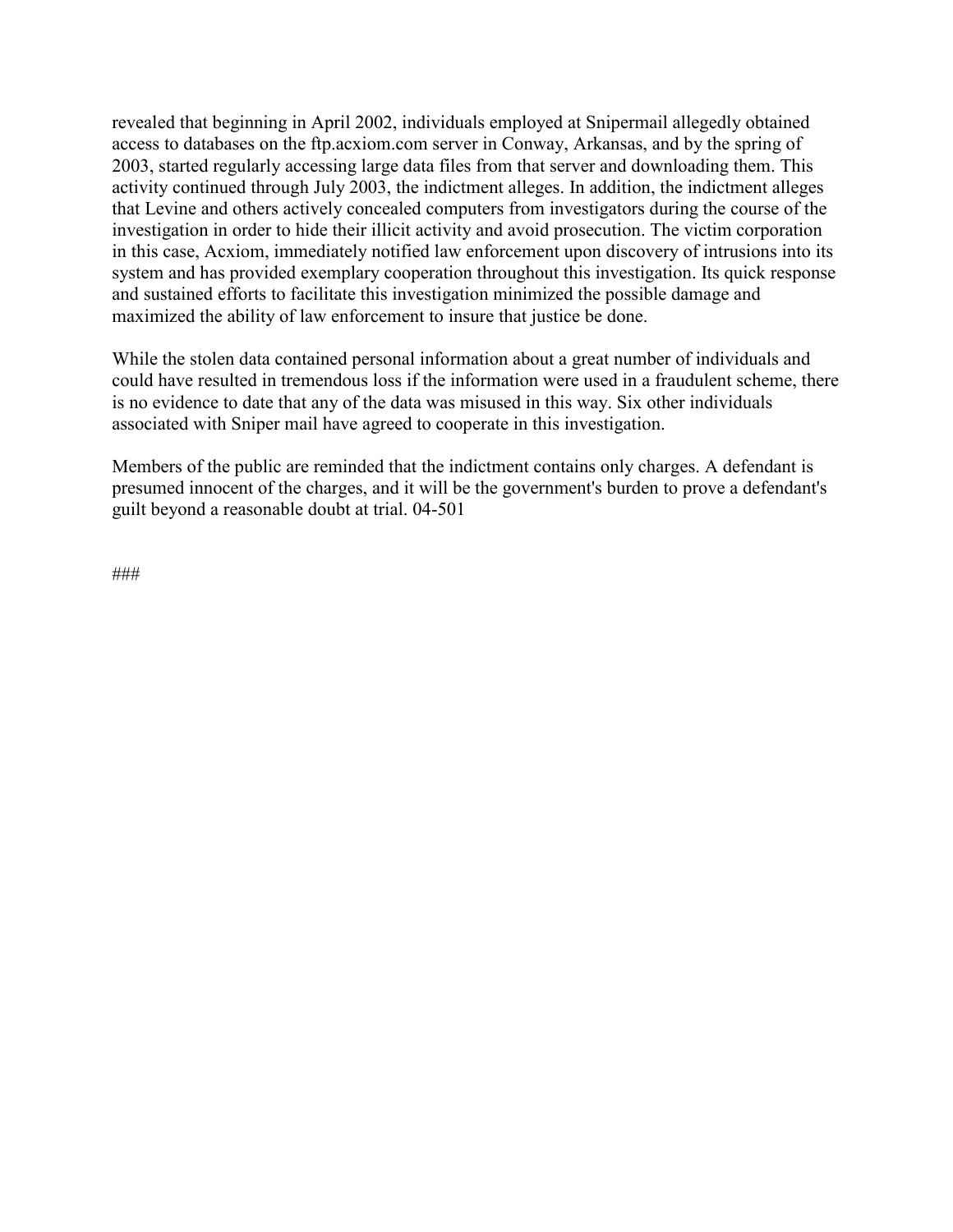revealed that beginning in April 2002, individuals employed at Snipermail allegedly obtained access to databases on the ftp.acxiom.com server in Conway, Arkansas, and by the spring of 2003, started regularly accessing large data files from that server and downloading them. This activity continued through July 2003, the indictment alleges. In addition, the indictment alleges that Levine and others actively concealed computers from investigators during the course of the investigation in order to hide their illicit activity and avoid prosecution. The victim corporation in this case, Acxiom, immediately notified law enforcement upon discovery of intrusions into its system and has provided exemplary cooperation throughout this investigation. Its quick response and sustained efforts to facilitate this investigation minimized the possible damage and maximized the ability of law enforcement to insure that justice be done.

While the stolen data contained personal information about a great number of individuals and could have resulted in tremendous loss if the information were used in a fraudulent scheme, there is no evidence to date that any of the data was misused in this way. Six other individuals associated with Sniper mail have agreed to cooperate in this investigation.

Members of the public are reminded that the indictment contains only charges. A defendant is presumed innocent of the charges, and it will be the government's burden to prove a defendant's guilt beyond a reasonable doubt at trial. 04-501

###